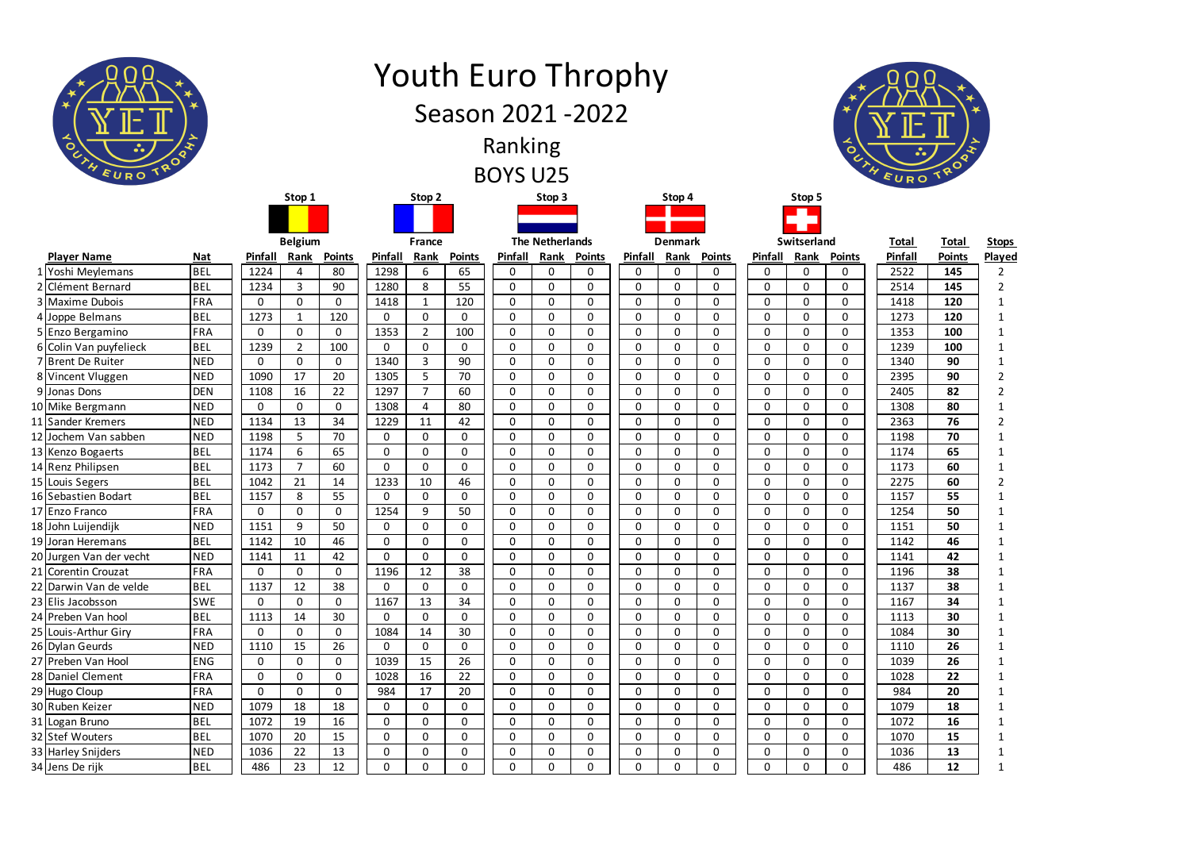# Youth Euro Throphy

## Season 2021 -2022

## Ranking

## BOYS U25

| | Player Name | Nat | Stop 1 Belgium | | | Stop 2 France | | | Stop 3 The Netherlands | | | Stop 4 Denmark | | | Stop 5 Switserland | | | Total | Total | Stops |
|---|---|---|---|---|---|---|---|---|---|---|---|---|---|---|---|---|---|---|---|---|
| | | | Pinfall | Rank | Points | Pinfall | Rank | Points | Pinfall | Rank | Points | Pinfall | Rank | Points | Pinfall | Rank | Points | Pinfall | Points | Played |
| 1 | Yoshi Meylemans | BEL | 1224 | 4 | 80 | 1298 | 6 | 65 | 0 | 0 | 0 | 0 | 0 | 0 | 0 | 0 | 0 | 2522 | **145** | 2 |
| 2 | Clément Bernard | BEL | 1234 | 3 | 90 | 1280 | 8 | 55 | 0 | 0 | 0 | 0 | 0 | 0 | 0 | 0 | 0 | 2514 | **145** | 2 |
| 3 | Maxime Dubois | FRA | 0 | 0 | 0 | 1418 | 1 | 120 | 0 | 0 | 0 | 0 | 0 | 0 | 0 | 0 | 0 | 1418 | **120** | 1 |
| 4 | Joppe Belmans | BEL | 1273 | 1 | 120 | 0 | 0 | 0 | 0 | 0 | 0 | 0 | 0 | 0 | 0 | 0 | 0 | 1273 | **120** | 1 |
| 5 | Enzo Bergamino | FRA | 0 | 0 | 0 | 1353 | 2 | 100 | 0 | 0 | 0 | 0 | 0 | 0 | 0 | 0 | 0 | 1353 | **100** | 1 |
| 6 | Colin Van puyfelieck | BEL | 1239 | 2 | 100 | 0 | 0 | 0 | 0 | 0 | 0 | 0 | 0 | 0 | 0 | 0 | 0 | 1239 | **100** | 1 |
| 7 | Brent De Ruiter | NED | 0 | 0 | 0 | 1340 | 3 | 90 | 0 | 0 | 0 | 0 | 0 | 0 | 0 | 0 | 0 | 1340 | **90** | 1 |
| 8 | Vincent Vluggen | NED | 1090 | 17 | 20 | 1305 | 5 | 70 | 0 | 0 | 0 | 0 | 0 | 0 | 0 | 0 | 0 | 2395 | **90** | 2 |
| 9 | Jonas Dons | DEN | 1108 | 16 | 22 | 1297 | 7 | 60 | 0 | 0 | 0 | 0 | 0 | 0 | 0 | 0 | 0 | 2405 | **82** | 2 |
| 10 | Mike Bergmann | NED | 0 | 0 | 0 | 1308 | 4 | 80 | 0 | 0 | 0 | 0 | 0 | 0 | 0 | 0 | 0 | 1308 | **80** | 1 |
| 11 | Sander Kremers | NED | 1134 | 13 | 34 | 1229 | 11 | 42 | 0 | 0 | 0 | 0 | 0 | 0 | 0 | 0 | 0 | 2363 | **76** | 2 |
| 12 | Jochem Van sabben | NED | 1198 | 5 | 70 | 0 | 0 | 0 | 0 | 0 | 0 | 0 | 0 | 0 | 0 | 0 | 0 | 1198 | **70** | 1 |
| 13 | Kenzo Bogaerts | BEL | 1174 | 6 | 65 | 0 | 0 | 0 | 0 | 0 | 0 | 0 | 0 | 0 | 0 | 0 | 0 | 1174 | **65** | 1 |
| 14 | Renz Philipsen | BEL | 1173 | 7 | 60 | 0 | 0 | 0 | 0 | 0 | 0 | 0 | 0 | 0 | 0 | 0 | 0 | 1173 | **60** | 1 |
| 15 | Louis Segers | BEL | 1042 | 21 | 14 | 1233 | 10 | 46 | 0 | 0 | 0 | 0 | 0 | 0 | 0 | 0 | 0 | 2275 | **60** | 2 |
| 16 | Sebastien Bodart | BEL | 1157 | 8 | 55 | 0 | 0 | 0 | 0 | 0 | 0 | 0 | 0 | 0 | 0 | 0 | 0 | 1157 | **55** | 1 |
| 17 | Enzo Franco | FRA | 0 | 0 | 0 | 1254 | 9 | 50 | 0 | 0 | 0 | 0 | 0 | 0 | 0 | 0 | 0 | 1254 | **50** | 1 |
| 18 | John Luijendijk | NED | 1151 | 9 | 50 | 0 | 0 | 0 | 0 | 0 | 0 | 0 | 0 | 0 | 0 | 0 | 0 | 1151 | **50** | 1 |
| 19 | Joran Heremans | BEL | 1142 | 10 | 46 | 0 | 0 | 0 | 0 | 0 | 0 | 0 | 0 | 0 | 0 | 0 | 0 | 1142 | **46** | 1 |
| 20 | Jurgen Van der vecht | NED | 1141 | 11 | 42 | 0 | 0 | 0 | 0 | 0 | 0 | 0 | 0 | 0 | 0 | 0 | 0 | 1141 | **42** | 1 |
| 21 | Corentin Crouzat | FRA | 0 | 0 | 0 | 1196 | 12 | 38 | 0 | 0 | 0 | 0 | 0 | 0 | 0 | 0 | 0 | 1196 | **38** | 1 |
| 22 | Darwin Van de velde | BEL | 1137 | 12 | 38 | 0 | 0 | 0 | 0 | 0 | 0 | 0 | 0 | 0 | 0 | 0 | 0 | 1137 | **38** | 1 |
| 23 | Elis Jacobsson | SWE | 0 | 0 | 0 | 1167 | 13 | 34 | 0 | 0 | 0 | 0 | 0 | 0 | 0 | 0 | 0 | 1167 | **34** | 1 |
| 24 | Preben Van hool | BEL | 1113 | 14 | 30 | 0 | 0 | 0 | 0 | 0 | 0 | 0 | 0 | 0 | 0 | 0 | 0 | 1113 | **30** | 1 |
| 25 | Louis-Arthur Giry | FRA | 0 | 0 | 0 | 1084 | 14 | 30 | 0 | 0 | 0 | 0 | 0 | 0 | 0 | 0 | 0 | 1084 | **30** | 1 |
| 26 | Dylan Geurds | NED | 1110 | 15 | 26 | 0 | 0 | 0 | 0 | 0 | 0 | 0 | 0 | 0 | 0 | 0 | 0 | 1110 | **26** | 1 |
| 27 | Preben Van Hool | ENG | 0 | 0 | 0 | 1039 | 15 | 26 | 0 | 0 | 0 | 0 | 0 | 0 | 0 | 0 | 0 | 1039 | **26** | 1 |
| 28 | Daniel Clement | FRA | 0 | 0 | 0 | 1028 | 16 | 22 | 0 | 0 | 0 | 0 | 0 | 0 | 0 | 0 | 0 | 1028 | **22** | 1 |
| 29 | Hugo Cloup | FRA | 0 | 0 | 0 | 984 | 17 | 20 | 0 | 0 | 0 | 0 | 0 | 0 | 0 | 0 | 0 | 984 | **20** | 1 |
| 30 | Ruben Keizer | NED | 1079 | 18 | 18 | 0 | 0 | 0 | 0 | 0 | 0 | 0 | 0 | 0 | 0 | 0 | 0 | 1079 | **18** | 1 |
| 31 | Logan Bruno | BEL | 1072 | 19 | 16 | 0 | 0 | 0 | 0 | 0 | 0 | 0 | 0 | 0 | 0 | 0 | 0 | 1072 | **16** | 1 |
| 32 | Stef Wouters | BEL | 1070 | 20 | 15 | 0 | 0 | 0 | 0 | 0 | 0 | 0 | 0 | 0 | 0 | 0 | 0 | 1070 | **15** | 1 |
| 33 | Harley Snijders | NED | 1036 | 22 | 13 | 0 | 0 | 0 | 0 | 0 | 0 | 0 | 0 | 0 | 0 | 0 | 0 | 1036 | **13** | 1 |
| 34 | Jens De rijk | BEL | 486 | 23 | 12 | 0 | 0 | 0 | 0 | 0 | 0 | 0 | 0 | 0 | 0 | 0 | 0 | 486 | **12** | 1 |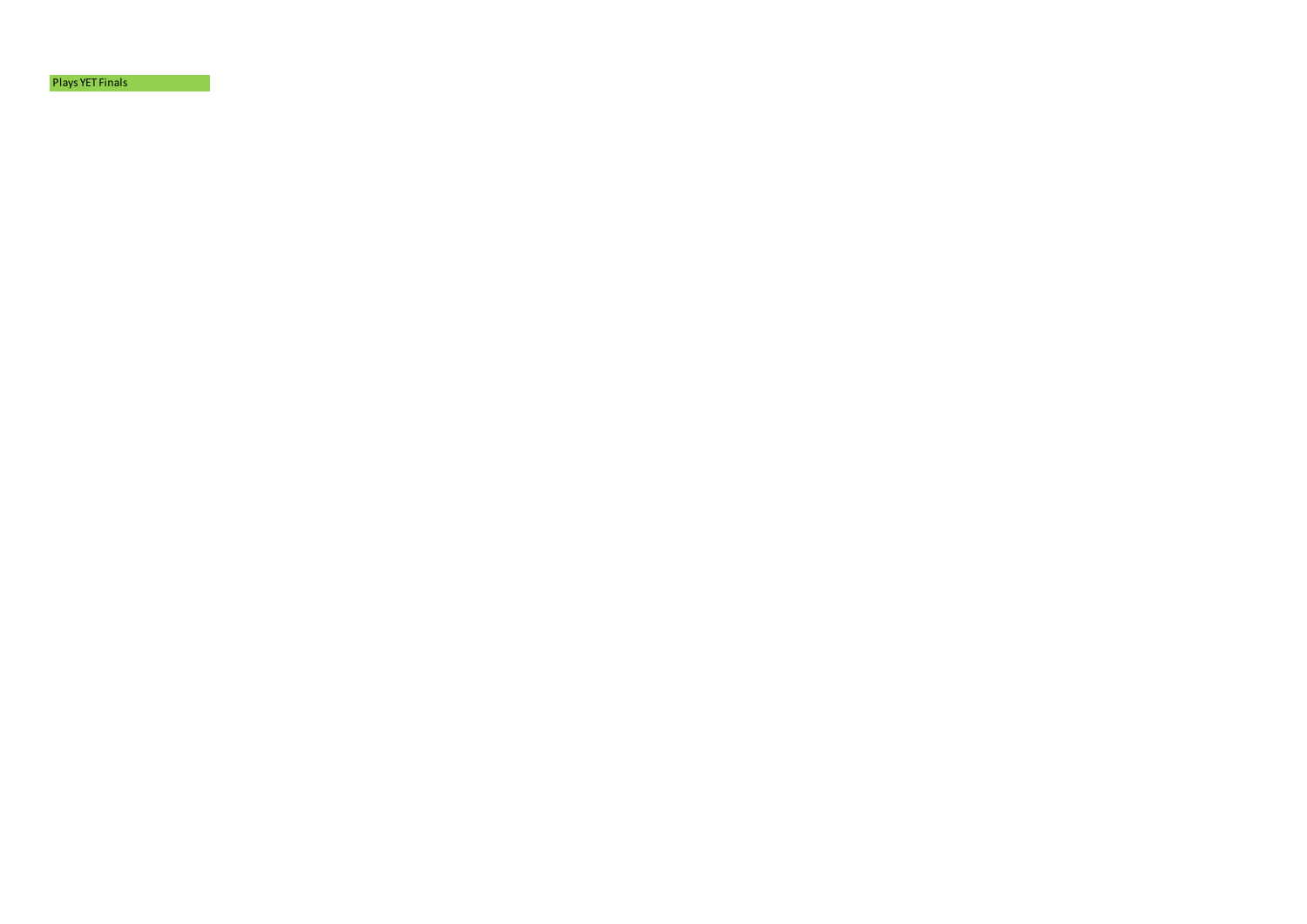Plays YET Finals